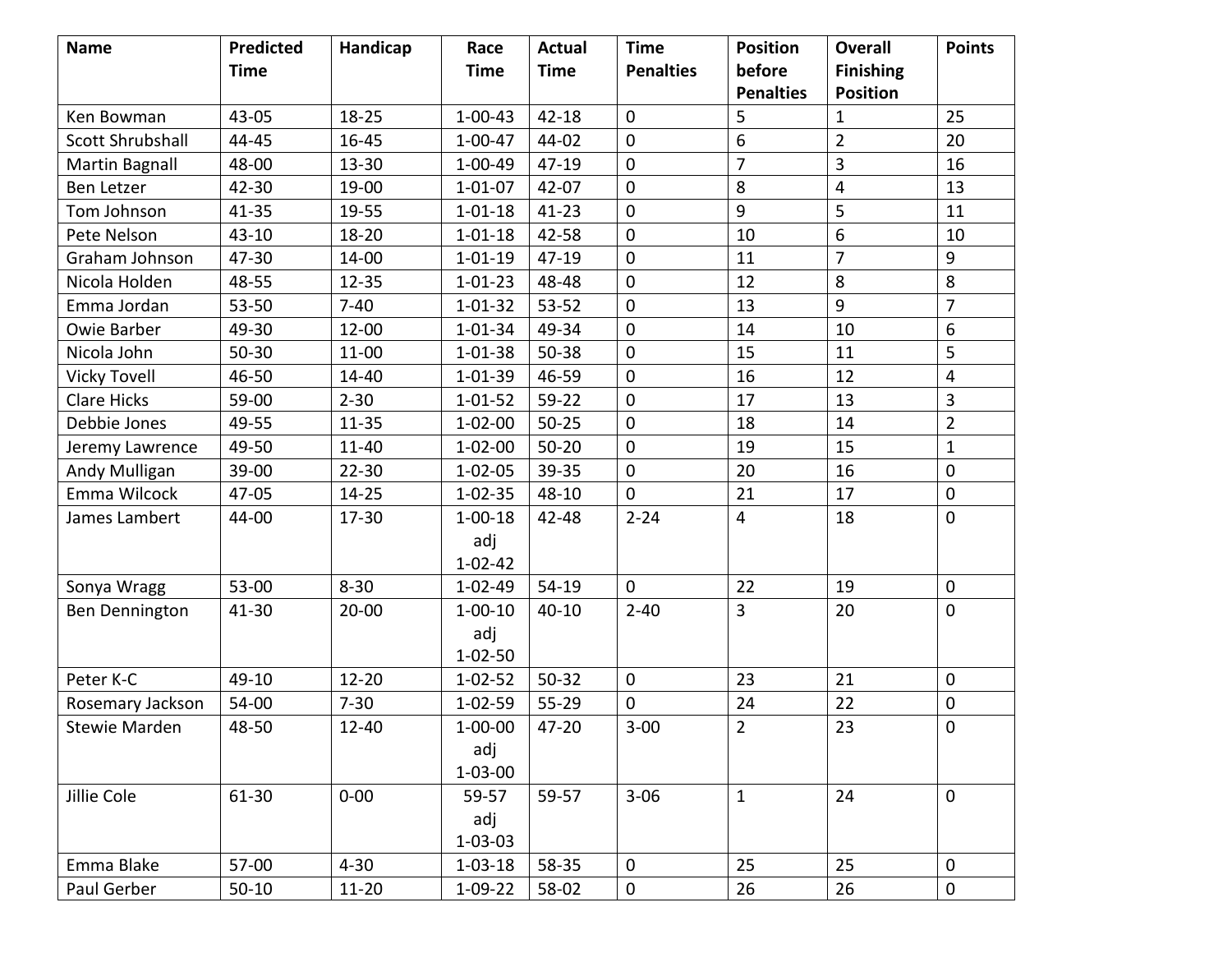| Name | Predicted Time | Handicap | Race Time | Actual Time | Time Penalties | Position before Penalties | Overall Finishing Position | Points |
|---|---|---|---|---|---|---|---|---|
| Ken Bowman | 43-05 | 18-25 | 1-00-43 | 42-18 | 0 | 5 | 1 | 25 |
| Scott Shrubshall | 44-45 | 16-45 | 1-00-47 | 44-02 | 0 | 6 | 2 | 20 |
| Martin Bagnall | 48-00 | 13-30 | 1-00-49 | 47-19 | 0 | 7 | 3 | 16 |
| Ben Letzer | 42-30 | 19-00 | 1-01-07 | 42-07 | 0 | 8 | 4 | 13 |
| Tom Johnson | 41-35 | 19-55 | 1-01-18 | 41-23 | 0 | 9 | 5 | 11 |
| Pete Nelson | 43-10 | 18-20 | 1-01-18 | 42-58 | 0 | 10 | 6 | 10 |
| Graham Johnson | 47-30 | 14-00 | 1-01-19 | 47-19 | 0 | 11 | 7 | 9 |
| Nicola Holden | 48-55 | 12-35 | 1-01-23 | 48-48 | 0 | 12 | 8 | 8 |
| Emma Jordan | 53-50 | 7-40 | 1-01-32 | 53-52 | 0 | 13 | 9 | 7 |
| Owie Barber | 49-30 | 12-00 | 1-01-34 | 49-34 | 0 | 14 | 10 | 6 |
| Nicola John | 50-30 | 11-00 | 1-01-38 | 50-38 | 0 | 15 | 11 | 5 |
| Vicky Tovell | 46-50 | 14-40 | 1-01-39 | 46-59 | 0 | 16 | 12 | 4 |
| Clare Hicks | 59-00 | 2-30 | 1-01-52 | 59-22 | 0 | 17 | 13 | 3 |
| Debbie Jones | 49-55 | 11-35 | 1-02-00 | 50-25 | 0 | 18 | 14 | 2 |
| Jeremy Lawrence | 49-50 | 11-40 | 1-02-00 | 50-20 | 0 | 19 | 15 | 1 |
| Andy Mulligan | 39-00 | 22-30 | 1-02-05 | 39-35 | 0 | 20 | 16 | 0 |
| Emma Wilcock | 47-05 | 14-25 | 1-02-35 | 48-10 | 0 | 21 | 17 | 0 |
| James Lambert | 44-00 | 17-30 | 1-00-18 adj 1-02-42 | 42-48 | 2-24 | 4 | 18 | 0 |
| Sonya Wragg | 53-00 | 8-30 | 1-02-49 | 54-19 | 0 | 22 | 19 | 0 |
| Ben Dennington | 41-30 | 20-00 | 1-00-10 adj 1-02-50 | 40-10 | 2-40 | 3 | 20 | 0 |
| Peter K-C | 49-10 | 12-20 | 1-02-52 | 50-32 | 0 | 23 | 21 | 0 |
| Rosemary Jackson | 54-00 | 7-30 | 1-02-59 | 55-29 | 0 | 24 | 22 | 0 |
| Stewie Marden | 48-50 | 12-40 | 1-00-00 adj 1-03-00 | 47-20 | 3-00 | 2 | 23 | 0 |
| Jillie Cole | 61-30 | 0-00 | 59-57 adj 1-03-03 | 59-57 | 3-06 | 1 | 24 | 0 |
| Emma Blake | 57-00 | 4-30 | 1-03-18 | 58-35 | 0 | 25 | 25 | 0 |
| Paul Gerber | 50-10 | 11-20 | 1-09-22 | 58-02 | 0 | 26 | 26 | 0 |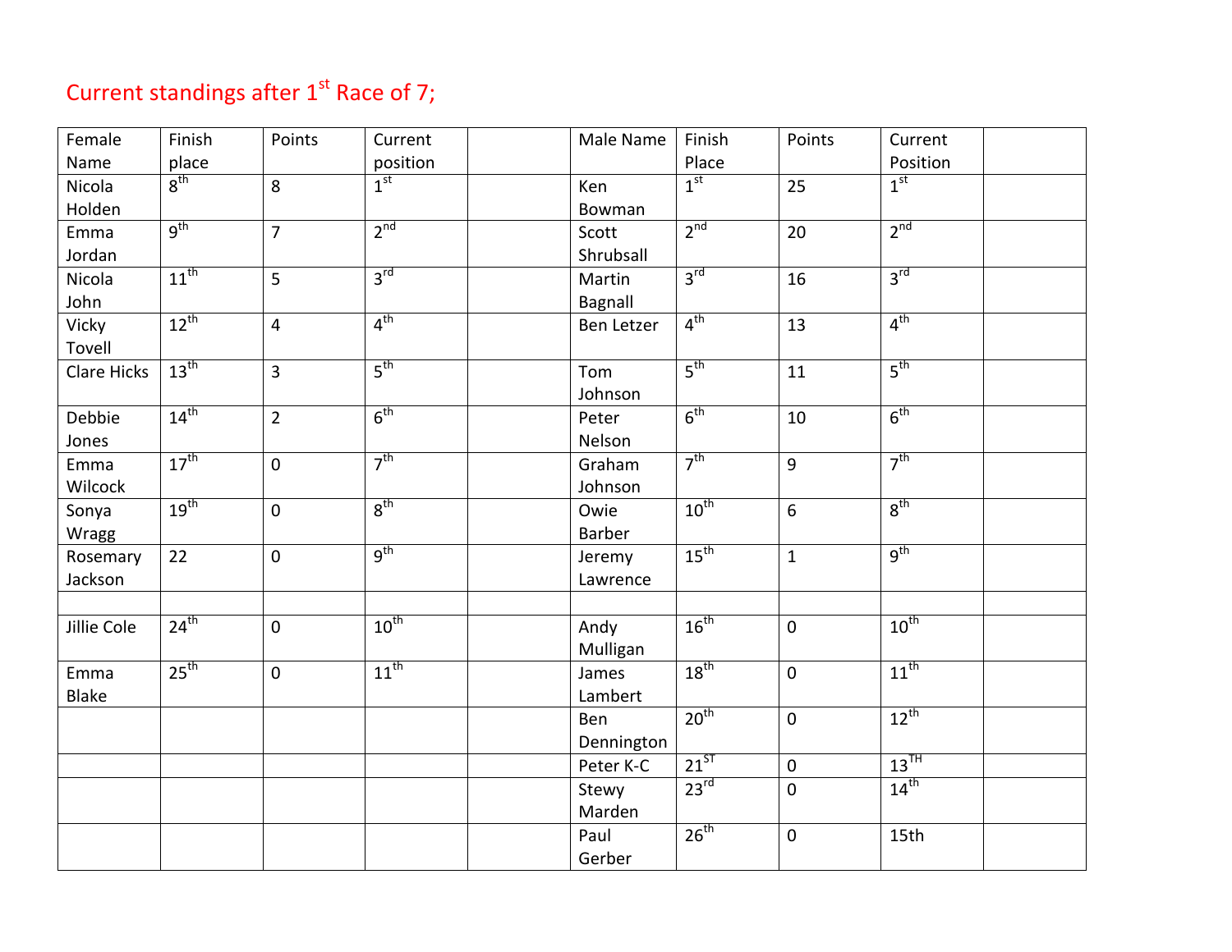# Current standings after 1st Race of 7;

| Female Name | Finish place | Points | Current position | | Male Name | Finish Place | Points | Current Position | |
|---|---|---|---|---|---|---|---|---|---|
| Nicola Holden | 8th | 8 | 1st | | Ken Bowman | 1st | 25 | 1st | |
| Emma Jordan | 9th | 7 | 2nd | | Scott Shrubsall | 2nd | 20 | 2nd | |
| Nicola John | 11th | 5 | 3rd | | Martin Bagnall | 3rd | 16 | 3rd | |
| Vicky Tovell | 12th | 4 | 4th | | Ben Letzer | 4th | 13 | 4th | |
| Clare Hicks | 13th | 3 | 5th | | Tom Johnson | 5th | 11 | 5th | |
| Debbie Jones | 14th | 2 | 6th | | Peter Nelson | 6th | 10 | 6th | |
| Emma Wilcock | 17th | 0 | 7th | | Graham Johnson | 7th | 9 | 7th | |
| Sonya Wragg | 19th | 0 | 8th | | Owie Barber | 10th | 6 | 8th | |
| Rosemary Jackson | 22 | 0 | 9th | | Jeremy Lawrence | 15th | 1 | 9th | |
| | | | | | | | | | |
| Jillie Cole | 24th | 0 | 10th | | Andy Mulligan | 16th | 0 | 10th | |
| Emma Blake | 25th | 0 | 11th | | James Lambert | 18th | 0 | 11th | |
| | | | | | Ben Dennington | 20th | 0 | 12th | |
| | | | | | Peter K-C | 21ST | 0 | 13TH | |
| | | | | | Stewy Marden | 23rd | 0 | 14th | |
| | | | | | Paul Gerber | 26th | 0 | 15th | |